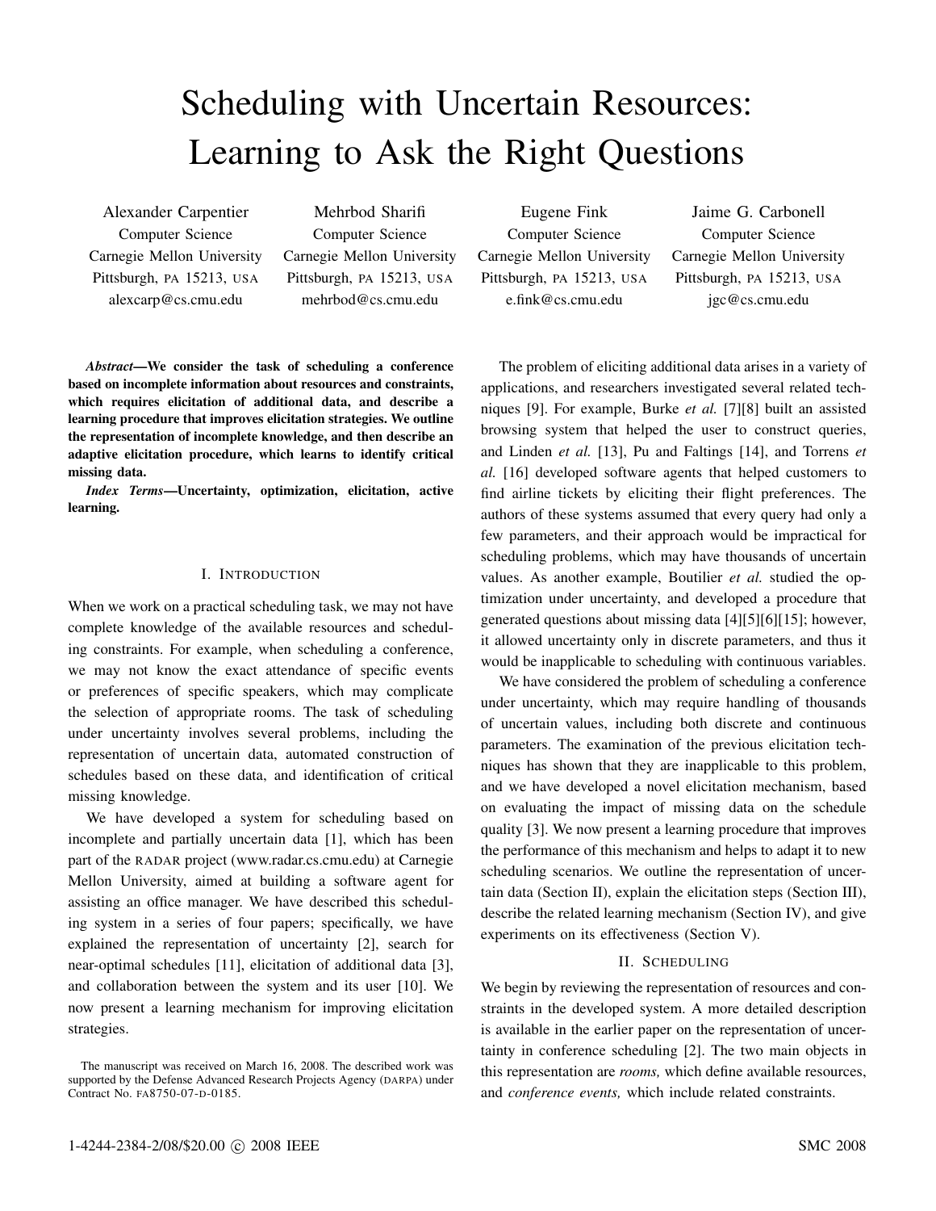# Scheduling with Uncertain Resources: Learning to Ask the Right Questions

Alexander Carpentier
Computer Science
Carnegie Mellon University
Pittsburgh, PA 15213, USA
alexcarp@cs.cmu.edu

Mehrbod Sharifi
Computer Science
Carnegie Mellon University
Pittsburgh, PA 15213, USA
mehrbod@cs.cmu.edu

Eugene Fink
Computer Science
Carnegie Mellon University
Pittsburgh, PA 15213, USA
e.fink@cs.cmu.edu

Jaime G. Carbonell
Computer Science
Carnegie Mellon University
Pittsburgh, PA 15213, USA
jgc@cs.cmu.edu

***Abstract*—We consider the task of scheduling a conference based on incomplete information about resources and constraints, which requires elicitation of additional data, and describe a learning procedure that improves elicitation strategies. We outline the representation of incomplete knowledge, and then describe an adaptive elicitation procedure, which learns to identify critical missing data.**

***Index Terms*—Uncertainty, optimization, elicitation, active learning.**

## I. Introduction

When we work on a practical scheduling task, we may not have complete knowledge of the available resources and scheduling constraints. For example, when scheduling a conference, we may not know the exact attendance of specific events or preferences of specific speakers, which may complicate the selection of appropriate rooms. The task of scheduling under uncertainty involves several problems, including the representation of uncertain data, automated construction of schedules based on these data, and identification of critical missing knowledge.

We have developed a system for scheduling based on incomplete and partially uncertain data [1], which has been part of the RADAR project (www.radar.cs.cmu.edu) at Carnegie Mellon University, aimed at building a software agent for assisting an office manager. We have described this scheduling system in a series of four papers; specifically, we have explained the representation of uncertainty [2], search for near-optimal schedules [11], elicitation of additional data [3], and collaboration between the system and its user [10]. We now present a learning mechanism for improving elicitation strategies.

The manuscript was received on March 16, 2008. The described work was supported by the Defense Advanced Research Projects Agency (DARPA) under Contract No. FA8750-07-D-0185.

The problem of eliciting additional data arises in a variety of applications, and researchers investigated several related techniques [9]. For example, Burke *et al.* [7][8] built an assisted browsing system that helped the user to construct queries, and Linden *et al.* [13], Pu and Faltings [14], and Torrens *et al.* [16] developed software agents that helped customers to find airline tickets by eliciting their flight preferences. The authors of these systems assumed that every query had only a few parameters, and their approach would be impractical for scheduling problems, which may have thousands of uncertain values. As another example, Boutilier *et al.* studied the optimization under uncertainty, and developed a procedure that generated questions about missing data [4][5][6][15]; however, it allowed uncertainty only in discrete parameters, and thus it would be inapplicable to scheduling with continuous variables.

We have considered the problem of scheduling a conference under uncertainty, which may require handling of thousands of uncertain values, including both discrete and continuous parameters. The examination of the previous elicitation techniques has shown that they are inapplicable to this problem, and we have developed a novel elicitation mechanism, based on evaluating the impact of missing data on the schedule quality [3]. We now present a learning procedure that improves the performance of this mechanism and helps to adapt it to new scheduling scenarios. We outline the representation of uncertain data (Section II), explain the elicitation steps (Section III), describe the related learning mechanism (Section IV), and give experiments on its effectiveness (Section V).

## II. Scheduling

We begin by reviewing the representation of resources and constraints in the developed system. A more detailed description is available in the earlier paper on the representation of uncertainty in conference scheduling [2]. The two main objects in this representation are *rooms,* which define available resources, and *conference events,* which include related constraints.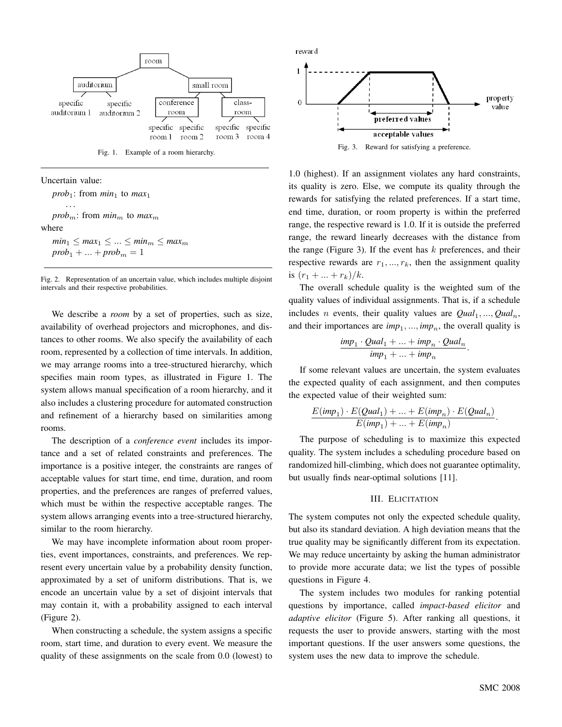Fig. 1. Example of a room hierarchy.

Uncertain value:

*prob*$_1$: from *min*$_1$ to *max*$_1$

...

*prob*$_m$: from *min*$_m$ to *max*$_m$

where

$min_1 \leq max_1 \leq ... \leq min_m \leq max_m$

$prob_1 + ... + prob_m = 1$

Fig. 2. Representation of an uncertain value, which includes multiple disjoint intervals and their respective probabilities.

We describe a *room* by a set of properties, such as size, availability of overhead projectors and microphones, and distances to other rooms. We also specify the availability of each room, represented by a collection of time intervals. In addition, we may arrange rooms into a tree-structured hierarchy, which specifies main room types, as illustrated in Figure 1. The system allows manual specification of a room hierarchy, and it also includes a clustering procedure for automated construction and refinement of a hierarchy based on similarities among rooms.

The description of a *conference event* includes its importance and a set of related constraints and preferences. The importance is a positive integer, the constraints are ranges of acceptable values for start time, end time, duration, and room properties, and the preferences are ranges of preferred values, which must be within the respective acceptable ranges. The system allows arranging events into a tree-structured hierarchy, similar to the room hierarchy.

We may have incomplete information about room properties, event importances, constraints, and preferences. We represent every uncertain value by a probability density function, approximated by a set of uniform distributions. That is, we encode an uncertain value by a set of disjoint intervals that may contain it, with a probability assigned to each interval (Figure 2).

When constructing a schedule, the system assigns a specific room, start time, and duration to every event. We measure the quality of these assignments on the scale from 0.0 (lowest) to 1.0 (highest). If an assignment violates any hard constraints, its quality is zero. Else, we compute its quality through the rewards for satisfying the related preferences. If a start time, end time, duration, or room property is within the preferred range, the respective reward is 1.0. If it is outside the preferred range, the reward linearly decreases with the distance from the range (Figure 3). If the event has $k$ preferences, and their respective rewards are $r_1, ..., r_k$, then the assignment quality is $(r_1 + ... + r_k)/k$.

Fig. 3. Reward for satisfying a preference.

The overall schedule quality is the weighted sum of the quality values of individual assignments. That is, if a schedule includes $n$ events, their quality values are $Qual_1, ..., Qual_n$, and their importances are $imp_1, ..., imp_n$, the overall quality is

$$\frac{imp_1 \cdot Qual_1 + ... + imp_n \cdot Qual_n}{imp_1 + ... + imp_n}.$$

If some relevant values are uncertain, the system evaluates the expected quality of each assignment, and then computes the expected value of their weighted sum:

$$\frac{E(imp_1) \cdot E(Qual_1) + ... + E(imp_n) \cdot E(Qual_n)}{E(imp_1) + ... + E(imp_n)}.$$

The purpose of scheduling is to maximize this expected quality. The system includes a scheduling procedure based on randomized hill-climbing, which does not guarantee optimality, but usually finds near-optimal solutions [11].

## III. Elicitation

The system computes not only the expected schedule quality, but also its standard deviation. A high deviation means that the true quality may be significantly different from its expectation. We may reduce uncertainty by asking the human administrator to provide more accurate data; we list the types of possible questions in Figure 4.

The system includes two modules for ranking potential questions by importance, called *impact-based elicitor* and *adaptive elicitor* (Figure 5). After ranking all questions, it requests the user to provide answers, starting with the most important questions. If the user answers some questions, the system uses the new data to improve the schedule.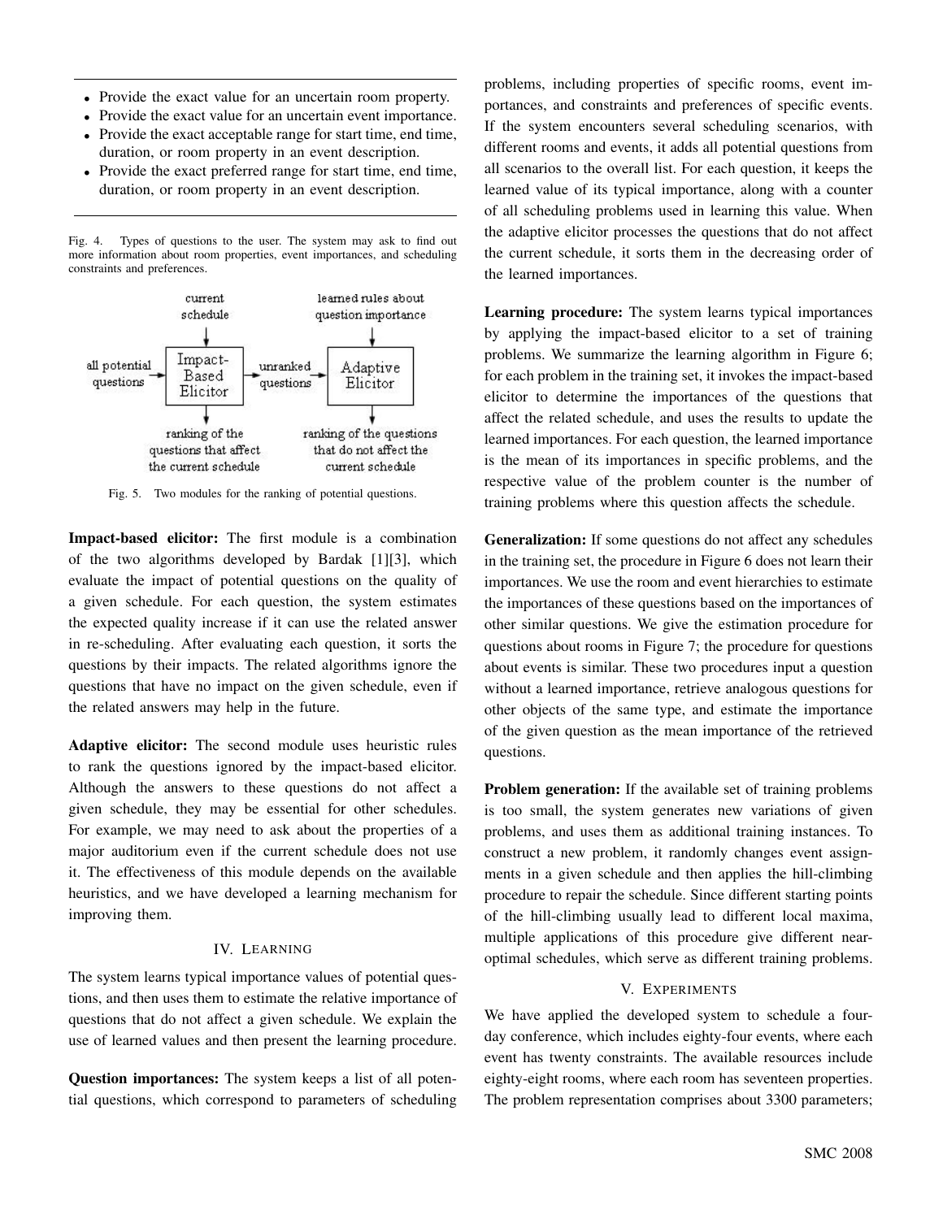- Provide the exact value for an uncertain room property.
- Provide the exact value for an uncertain event importance.
- Provide the exact acceptable range for start time, end time, duration, or room property in an event description.
- Provide the exact preferred range for start time, end time, duration, or room property in an event description.

Fig. 4. Types of questions to the user. The system may ask to find out more information about room properties, event importances, and scheduling constraints and preferences.

current schedule

learned rules about question importance

all potential questions

Impact-Based Elicitor

unranked questions

Adaptive Elicitor

ranking of the questions that affect the current schedule

ranking of the questions that do not affect the current schedule

Fig. 5. Two modules for the ranking of potential questions.

**Impact-based elicitor:** The first module is a combination of the two algorithms developed by Bardak [1][3], which evaluate the impact of potential questions on the quality of a given schedule. For each question, the system estimates the expected quality increase if it can use the related answer in re-scheduling. After evaluating each question, it sorts the questions by their impacts. The related algorithms ignore the questions that have no impact on the given schedule, even if the related answers may help in the future.

**Adaptive elicitor:** The second module uses heuristic rules to rank the questions ignored by the impact-based elicitor. Although the answers to these questions do not affect a given schedule, they may be essential for other schedules. For example, we may need to ask about the properties of a major auditorium even if the current schedule does not use it. The effectiveness of this module depends on the available heuristics, and we have developed a learning mechanism for improving them.

## IV. Learning

The system learns typical importance values of potential questions, and then uses them to estimate the relative importance of questions that do not affect a given schedule. We explain the use of learned values and then present the learning procedure.

**Question importances:** The system keeps a list of all potential questions, which correspond to parameters of scheduling problems, including properties of specific rooms, event importances, and constraints and preferences of specific events. If the system encounters several scheduling scenarios, with different rooms and events, it adds all potential questions from all scenarios to the overall list. For each question, it keeps the learned value of its typical importance, along with a counter of all scheduling problems used in learning this value. When the adaptive elicitor processes the questions that do not affect the current schedule, it sorts them in the decreasing order of the learned importances.

**Learning procedure:** The system learns typical importances by applying the impact-based elicitor to a set of training problems. We summarize the learning algorithm in Figure 6; for each problem in the training set, it invokes the impact-based elicitor to determine the importances of the questions that affect the related schedule, and uses the results to update the learned importances. For each question, the learned importance is the mean of its importances in specific problems, and the respective value of the problem counter is the number of training problems where this question affects the schedule.

**Generalization:** If some questions do not affect any schedules in the training set, the procedure in Figure 6 does not learn their importances. We use the room and event hierarchies to estimate the importances of these questions based on the importances of other similar questions. We give the estimation procedure for questions about rooms in Figure 7; the procedure for questions about events is similar. These two procedures input a question without a learned importance, retrieve analogous questions for other objects of the same type, and estimate the importance of the given question as the mean importance of the retrieved questions.

**Problem generation:** If the available set of training problems is too small, the system generates new variations of given problems, and uses them as additional training instances. To construct a new problem, it randomly changes event assignments in a given schedule and then applies the hill-climbing procedure to repair the schedule. Since different starting points of the hill-climbing usually lead to different local maxima, multiple applications of this procedure give different near-optimal schedules, which serve as different training problems.

## V. Experiments

We have applied the developed system to schedule a four-day conference, which includes eighty-four events, where each event has twenty constraints. The available resources include eighty-eight rooms, where each room has seventeen properties. The problem representation comprises about 3300 parameters;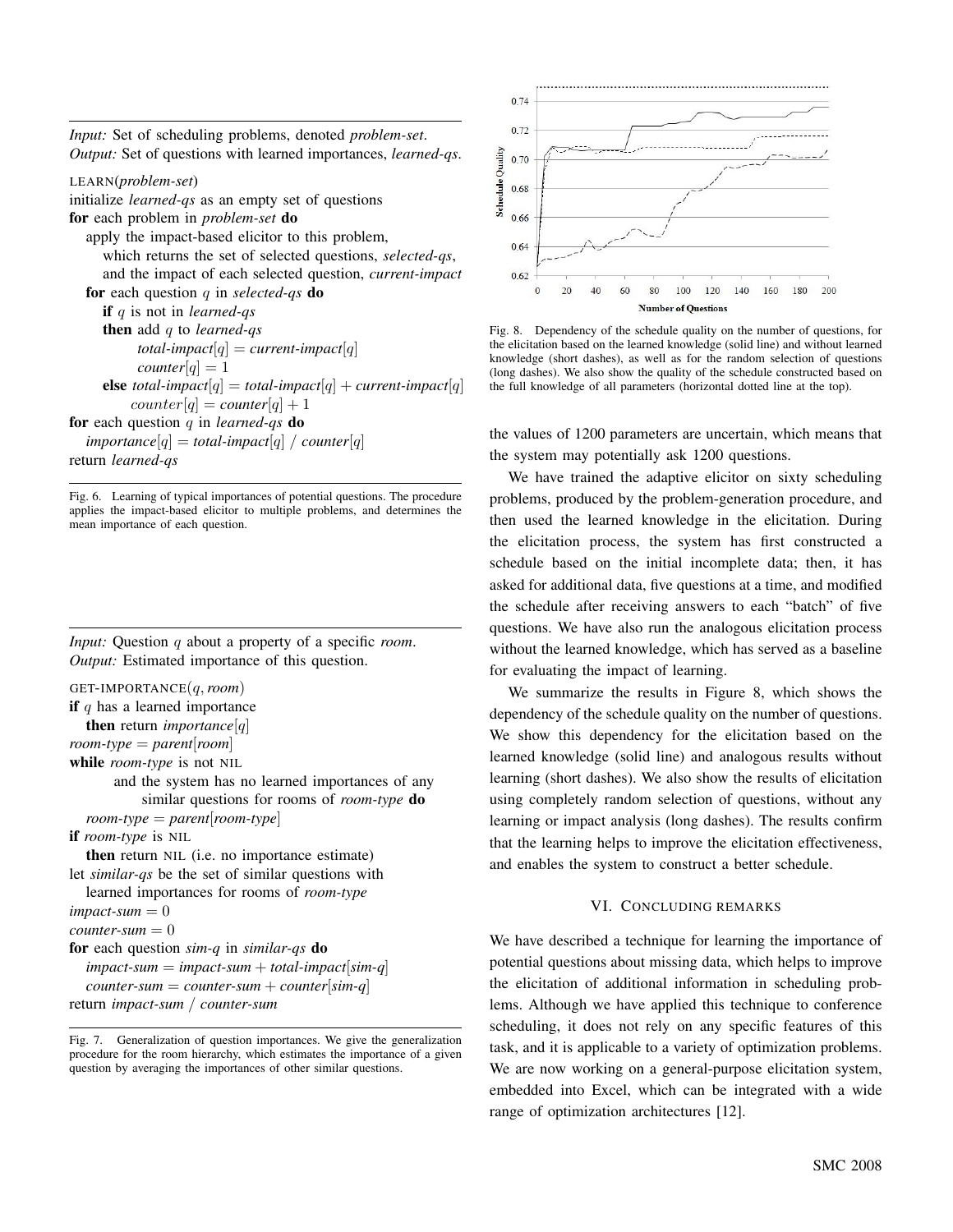*Input:* Set of scheduling problems, denoted *problem-set*.
*Output:* Set of questions with learned importances, *learned-qs*.

```
LEARN(problem-set)
initialize learned-qs as an empty set of questions
for each problem in problem-set do
   apply the impact-based elicitor to this problem,
      which returns the set of selected questions, selected-qs,
      and the impact of each selected question, current-impact
   for each question q in selected-qs do
      if q is not in learned-qs
      then add q to learned-qs
            total-impact[q] = current-impact[q]
            counter[q] = 1
      else total-impact[q] = total-impact[q] + current-impact[q]
           counter[q] = counter[q] + 1
for each question q in learned-qs do
   importance[q] = total-impact[q] / counter[q]
return learned-qs
```

Fig. 6. Learning of typical importances of potential questions. The procedure applies the impact-based elicitor to multiple problems, and determines the mean importance of each question.

*Input:* Question $q$ about a property of a specific *room*.
*Output:* Estimated importance of this question.

```
GET-IMPORTANCE(q, room)
if q has a learned importance
   then return importance[q]
room-type = parent[room]
while room-type is not NIL
      and the system has no learned importances of any
         similar questions for rooms of room-type do
   room-type = parent[room-type]
if room-type is NIL
   then return NIL (i.e. no importance estimate)
let similar-qs be the set of similar questions with
   learned importances for rooms of room-type
impact-sum = 0
counter-sum = 0
for each question sim-q in similar-qs do
   impact-sum = impact-sum + total-impact[sim-q]
   counter-sum = counter-sum + counter[sim-q]
return impact-sum / counter-sum
```

Fig. 7. Generalization of question importances. We give the generalization procedure for the room hierarchy, which estimates the importance of a given question by averaging the importances of other similar questions.

Fig. 8. Dependency of the schedule quality on the number of questions, for the elicitation based on the learned knowledge (solid line) and without learned knowledge (short dashes), as well as for the random selection of questions (long dashes). We also show the quality of the schedule constructed based on the full knowledge of all parameters (horizontal dotted line at the top).

the values of 1200 parameters are uncertain, which means that the system may potentially ask 1200 questions.

We have trained the adaptive elicitor on sixty scheduling problems, produced by the problem-generation procedure, and then used the learned knowledge in the elicitation. During the elicitation process, the system has first constructed a schedule based on the initial incomplete data; then, it has asked for additional data, five questions at a time, and modified the schedule after receiving answers to each "batch" of five questions. We have also run the analogous elicitation process without the learned knowledge, which has served as a baseline for evaluating the impact of learning.

We summarize the results in Figure 8, which shows the dependency of the schedule quality on the number of questions. We show this dependency for the elicitation based on the learned knowledge (solid line) and analogous results without learning (short dashes). We also show the results of elicitation using completely random selection of questions, without any learning or impact analysis (long dashes). The results confirm that the learning helps to improve the elicitation effectiveness, and enables the system to construct a better schedule.

## VI. Concluding remarks

We have described a technique for learning the importance of potential questions about missing data, which helps to improve the elicitation of additional information in scheduling problems. Although we have applied this technique to conference scheduling, it does not rely on any specific features of this task, and it is applicable to a variety of optimization problems. We are now working on a general-purpose elicitation system, embedded into Excel, which can be integrated with a wide range of optimization architectures [12].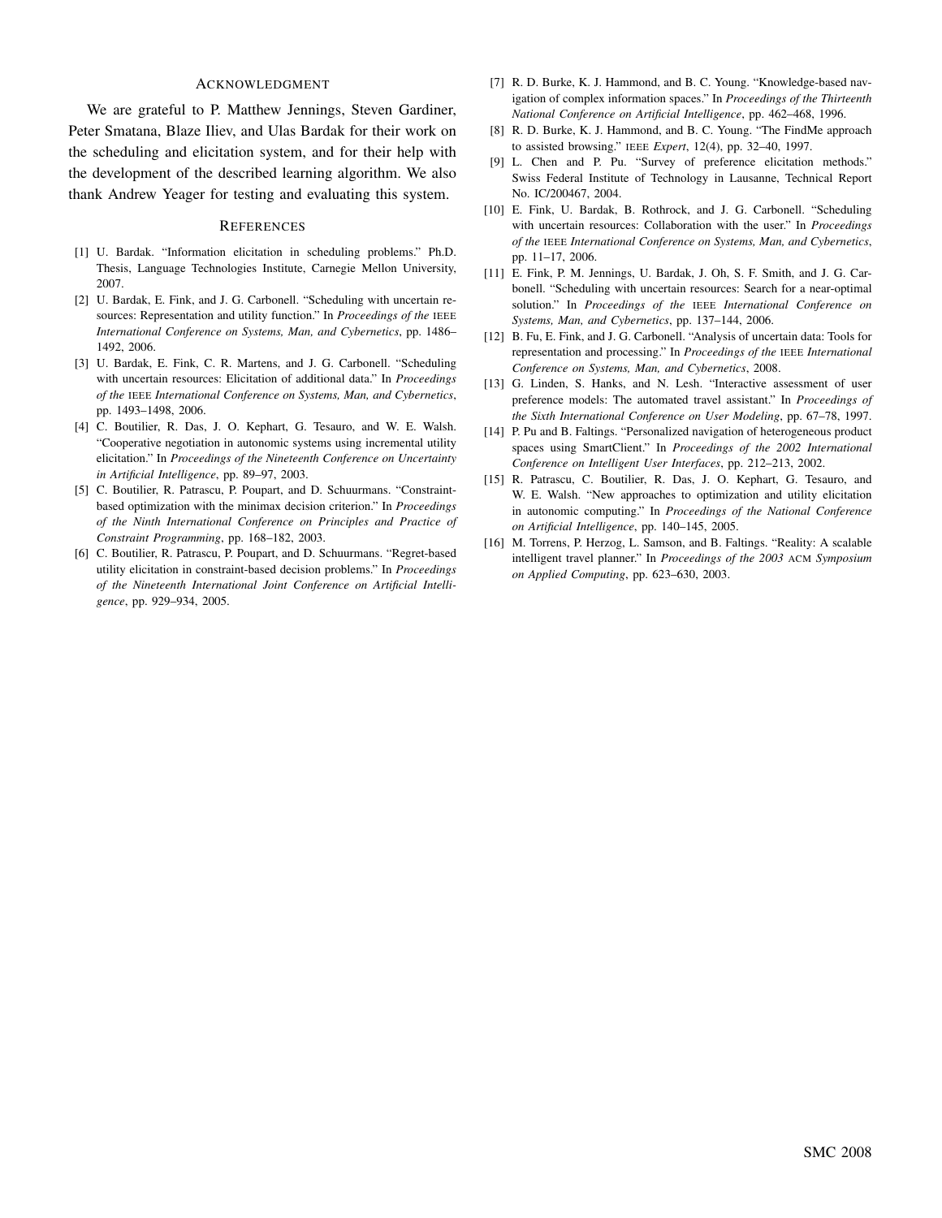## Acknowledgment

We are grateful to P. Matthew Jennings, Steven Gardiner, Peter Smatana, Blaze Iliev, and Ulas Bardak for their work on the scheduling and elicitation system, and for their help with the development of the described learning algorithm. We also thank Andrew Yeager for testing and evaluating this system.

## References

[1] U. Bardak. "Information elicitation in scheduling problems." Ph.D. Thesis, Language Technologies Institute, Carnegie Mellon University, 2007.

[2] U. Bardak, E. Fink, and J. G. Carbonell. "Scheduling with uncertain resources: Representation and utility function." In *Proceedings of the IEEE International Conference on Systems, Man, and Cybernetics*, pp. 1486–1492, 2006.

[3] U. Bardak, E. Fink, C. R. Martens, and J. G. Carbonell. "Scheduling with uncertain resources: Elicitation of additional data." In *Proceedings of the IEEE International Conference on Systems, Man, and Cybernetics*, pp. 1493–1498, 2006.

[4] C. Boutilier, R. Das, J. O. Kephart, G. Tesauro, and W. E. Walsh. "Cooperative negotiation in autonomic systems using incremental utility elicitation." In *Proceedings of the Nineteenth Conference on Uncertainty in Artificial Intelligence*, pp. 89–97, 2003.

[5] C. Boutilier, R. Patrascu, P. Poupart, and D. Schuurmans. "Constraint-based optimization with the minimax decision criterion." In *Proceedings of the Ninth International Conference on Principles and Practice of Constraint Programming*, pp. 168–182, 2003.

[6] C. Boutilier, R. Patrascu, P. Poupart, and D. Schuurmans. "Regret-based utility elicitation in constraint-based decision problems." In *Proceedings of the Nineteenth International Joint Conference on Artificial Intelligence*, pp. 929–934, 2005.

[7] R. D. Burke, K. J. Hammond, and B. C. Young. "Knowledge-based navigation of complex information spaces." In *Proceedings of the Thirteenth National Conference on Artificial Intelligence*, pp. 462–468, 1996.

[8] R. D. Burke, K. J. Hammond, and B. C. Young. "The FindMe approach to assisted browsing." IEEE *Expert*, 12(4), pp. 32–40, 1997.

[9] L. Chen and P. Pu. "Survey of preference elicitation methods." Swiss Federal Institute of Technology in Lausanne, Technical Report No. IC/200467, 2004.

[10] E. Fink, U. Bardak, B. Rothrock, and J. G. Carbonell. "Scheduling with uncertain resources: Collaboration with the user." In *Proceedings of the IEEE International Conference on Systems, Man, and Cybernetics*, pp. 11–17, 2006.

[11] E. Fink, P. M. Jennings, U. Bardak, J. Oh, S. F. Smith, and J. G. Carbonell. "Scheduling with uncertain resources: Search for a near-optimal solution." In *Proceedings of the IEEE International Conference on Systems, Man, and Cybernetics*, pp. 137–144, 2006.

[12] B. Fu, E. Fink, and J. G. Carbonell. "Analysis of uncertain data: Tools for representation and processing." In *Proceedings of the IEEE International Conference on Systems, Man, and Cybernetics*, 2008.

[13] G. Linden, S. Hanks, and N. Lesh. "Interactive assessment of user preference models: The automated travel assistant." In *Proceedings of the Sixth International Conference on User Modeling*, pp. 67–78, 1997.

[14] P. Pu and B. Faltings. "Personalized navigation of heterogeneous product spaces using SmartClient." In *Proceedings of the 2002 International Conference on Intelligent User Interfaces*, pp. 212–213, 2002.

[15] R. Patrascu, C. Boutilier, R. Das, J. O. Kephart, G. Tesauro, and W. E. Walsh. "New approaches to optimization and utility elicitation in autonomic computing." In *Proceedings of the National Conference on Artificial Intelligence*, pp. 140–145, 2005.

[16] M. Torrens, P. Herzog, L. Samson, and B. Faltings. "Reality: A scalable intelligent travel planner." In *Proceedings of the 2003 ACM Symposium on Applied Computing*, pp. 623–630, 2003.